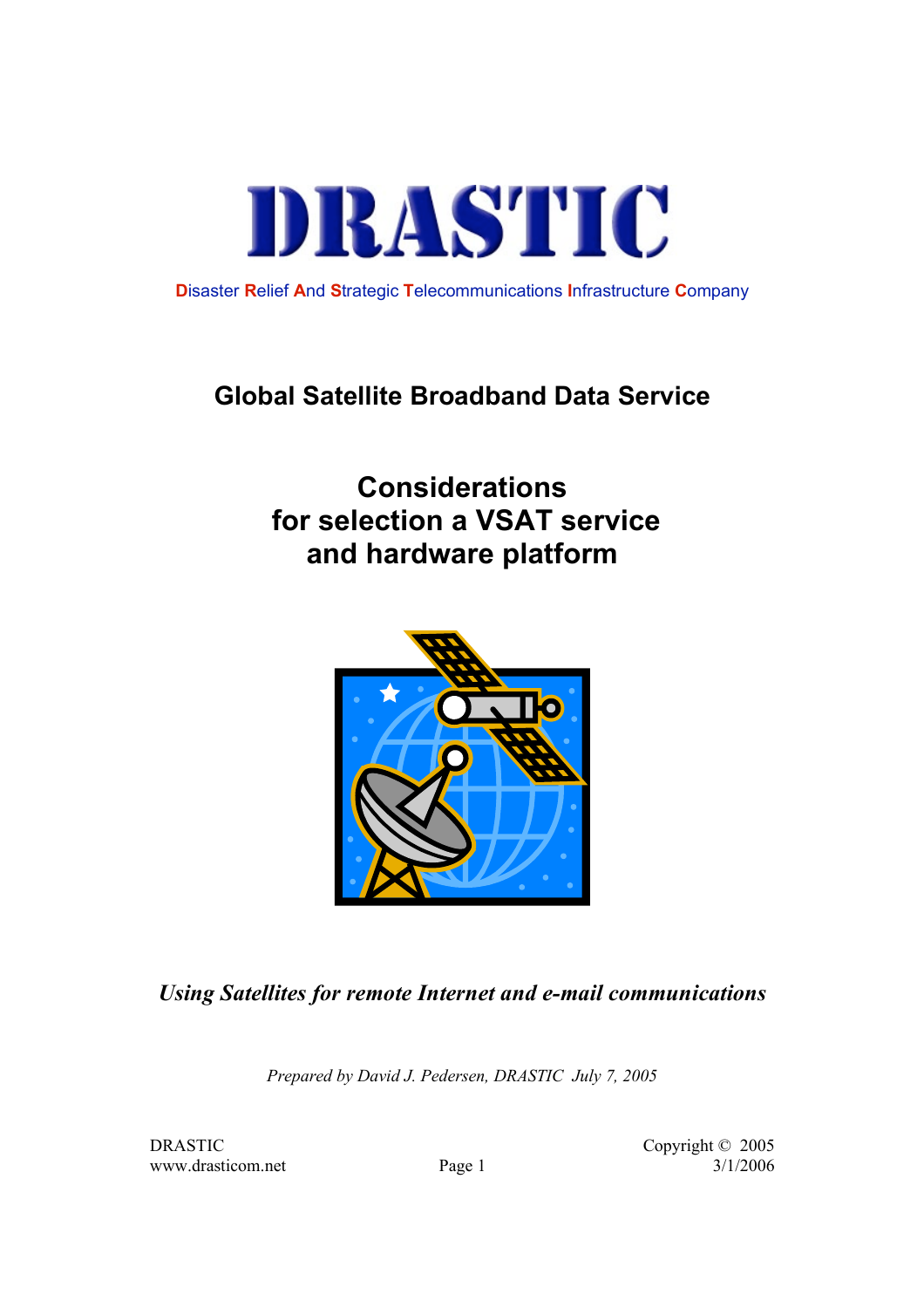# DRASTIC

Disaster Relief And Strategic Telecommunications Infrastructure Company

## Global Satellite Broadband Data Service

## Considerations for selection a VSAT service and hardware platform

***Using Satellites for remote Internet and e-mail communications***

*Prepared by David J. Pedersen, DRASTIC July 7, 2005*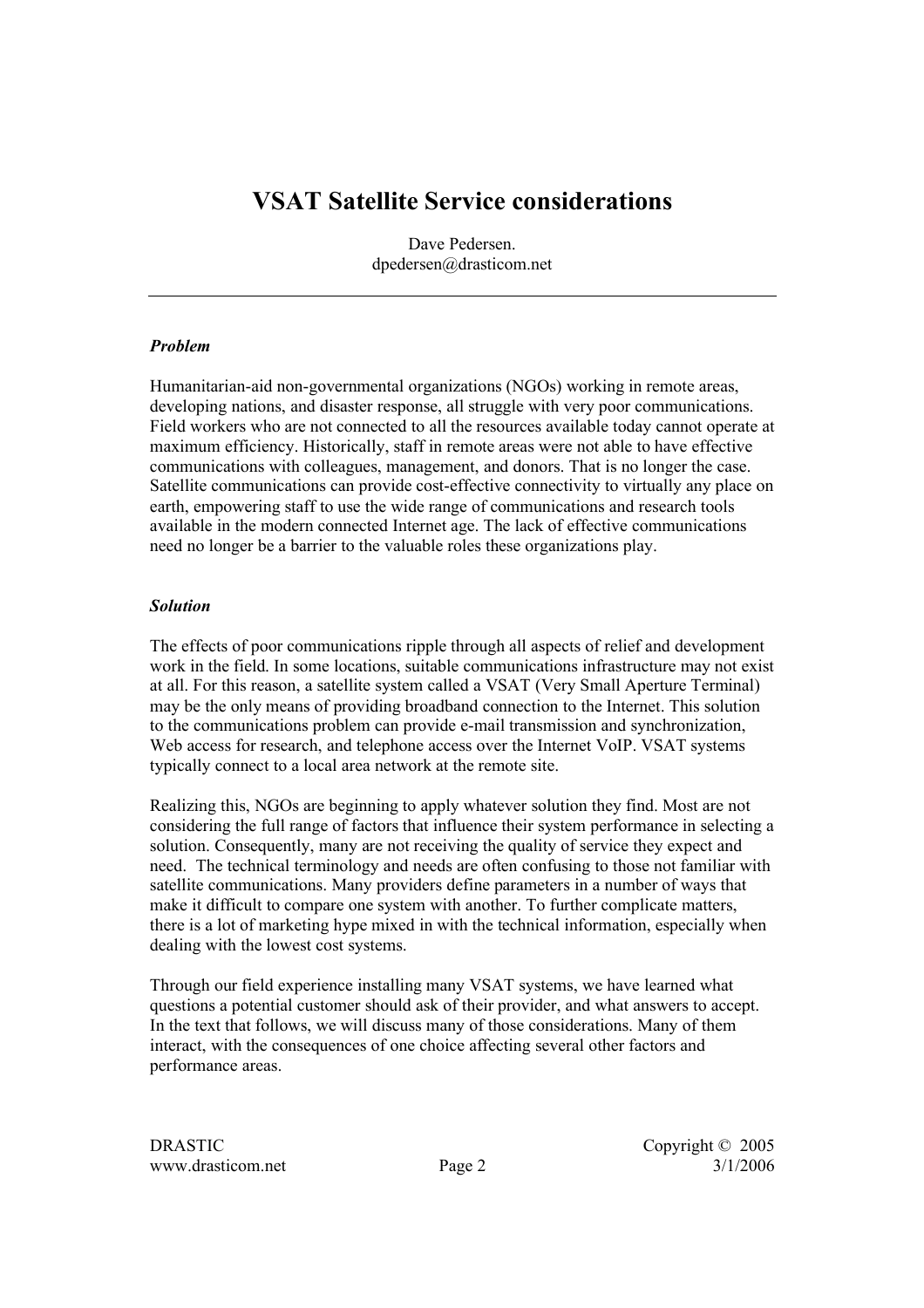# VSAT Satellite Service considerations

Dave Pedersen.
dpedersen@drasticom.net

---

***Problem***

Humanitarian-aid non-governmental organizations (NGOs) working in remote areas, developing nations, and disaster response, all struggle with very poor communications. Field workers who are not connected to all the resources available today cannot operate at maximum efficiency. Historically, staff in remote areas were not able to have effective communications with colleagues, management, and donors. That is no longer the case. Satellite communications can provide cost-effective connectivity to virtually any place on earth, empowering staff to use the wide range of communications and research tools available in the modern connected Internet age. The lack of effective communications need no longer be a barrier to the valuable roles these organizations play.

***Solution***

The effects of poor communications ripple through all aspects of relief and development work in the field. In some locations, suitable communications infrastructure may not exist at all. For this reason, a satellite system called a VSAT (Very Small Aperture Terminal) may be the only means of providing broadband connection to the Internet. This solution to the communications problem can provide e-mail transmission and synchronization, Web access for research, and telephone access over the Internet VoIP. VSAT systems typically connect to a local area network at the remote site.

Realizing this, NGOs are beginning to apply whatever solution they find. Most are not considering the full range of factors that influence their system performance in selecting a solution. Consequently, many are not receiving the quality of service they expect and need. The technical terminology and needs are often confusing to those not familiar with satellite communications. Many providers define parameters in a number of ways that make it difficult to compare one system with another. To further complicate matters, there is a lot of marketing hype mixed in with the technical information, especially when dealing with the lowest cost systems.

Through our field experience installing many VSAT systems, we have learned what questions a potential customer should ask of their provider, and what answers to accept. In the text that follows, we will discuss many of those considerations. Many of them interact, with the consequences of one choice affecting several other factors and performance areas.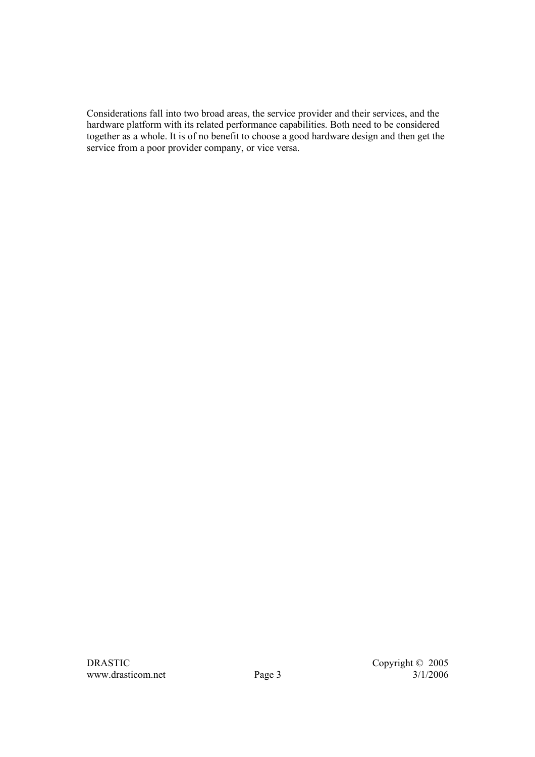Considerations fall into two broad areas, the service provider and their services, and the hardware platform with its related performance capabilities. Both need to be considered together as a whole. It is of no benefit to choose a good hardware design and then get the service from a poor provider company, or vice versa.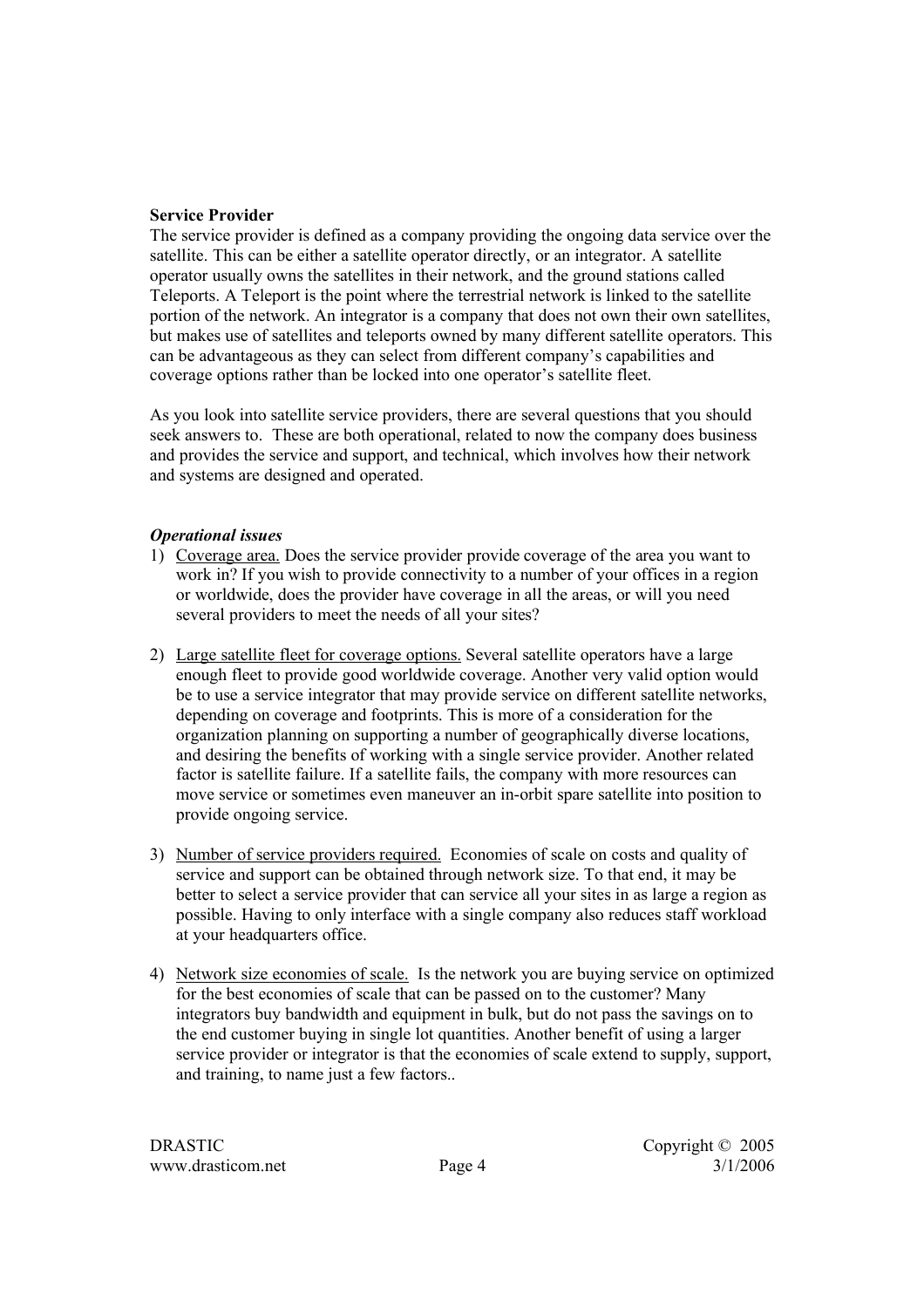**Service Provider**

The service provider is defined as a company providing the ongoing data service over the satellite. This can be either a satellite operator directly, or an integrator. A satellite operator usually owns the satellites in their network, and the ground stations called Teleports. A Teleport is the point where the terrestrial network is linked to the satellite portion of the network. An integrator is a company that does not own their own satellites, but makes use of satellites and teleports owned by many different satellite operators. This can be advantageous as they can select from different company's capabilities and coverage options rather than be locked into one operator's satellite fleet.

As you look into satellite service providers, there are several questions that you should seek answers to. These are both operational, related to now the company does business and provides the service and support, and technical, which involves how their network and systems are designed and operated.

***Operational issues***

1) Coverage area. Does the service provider provide coverage of the area you want to work in? If you wish to provide connectivity to a number of your offices in a region or worldwide, does the provider have coverage in all the areas, or will you need several providers to meet the needs of all your sites?

2) Large satellite fleet for coverage options. Several satellite operators have a large enough fleet to provide good worldwide coverage. Another very valid option would be to use a service integrator that may provide service on different satellite networks, depending on coverage and footprints. This is more of a consideration for the organization planning on supporting a number of geographically diverse locations, and desiring the benefits of working with a single service provider. Another related factor is satellite failure. If a satellite fails, the company with more resources can move service or sometimes even maneuver an in-orbit spare satellite into position to provide ongoing service.

3) Number of service providers required. Economies of scale on costs and quality of service and support can be obtained through network size. To that end, it may be better to select a service provider that can service all your sites in as large a region as possible. Having to only interface with a single company also reduces staff workload at your headquarters office.

4) Network size economies of scale. Is the network you are buying service on optimized for the best economies of scale that can be passed on to the customer? Many integrators buy bandwidth and equipment in bulk, but do not pass the savings on to the end customer buying in single lot quantities. Another benefit of using a larger service provider or integrator is that the economies of scale extend to supply, support, and training, to name just a few factors..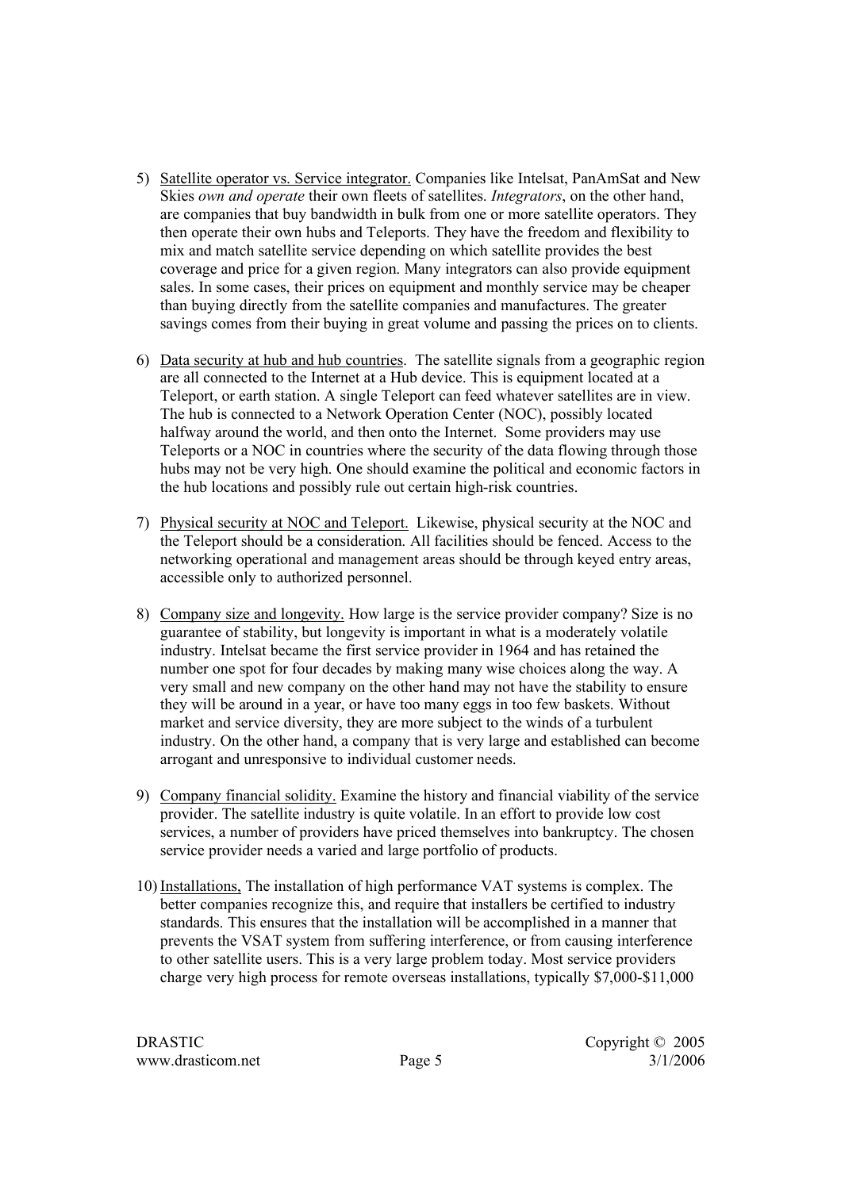5) <u>Satellite operator vs. Service integrator.</u> Companies like Intelsat, PanAmSat and New Skies *own and operate* their own fleets of satellites. *Integrators*, on the other hand, are companies that buy bandwidth in bulk from one or more satellite operators. They then operate their own hubs and Teleports. They have the freedom and flexibility to mix and match satellite service depending on which satellite provides the best coverage and price for a given region. Many integrators can also provide equipment sales. In some cases, their prices on equipment and monthly service may be cheaper than buying directly from the satellite companies and manufactures. The greater savings comes from their buying in great volume and passing the prices on to clients.

6) <u>Data security at hub and hub countries</u>. The satellite signals from a geographic region are all connected to the Internet at a Hub device. This is equipment located at a Teleport, or earth station. A single Teleport can feed whatever satellites are in view. The hub is connected to a Network Operation Center (NOC), possibly located halfway around the world, and then onto the Internet. Some providers may use Teleports or a NOC in countries where the security of the data flowing through those hubs may not be very high. One should examine the political and economic factors in the hub locations and possibly rule out certain high-risk countries.

7) <u>Physical security at NOC and Teleport.</u> Likewise, physical security at the NOC and the Teleport should be a consideration. All facilities should be fenced. Access to the networking operational and management areas should be through keyed entry areas, accessible only to authorized personnel.

8) <u>Company size and longevity.</u> How large is the service provider company? Size is no guarantee of stability, but longevity is important in what is a moderately volatile industry. Intelsat became the first service provider in 1964 and has retained the number one spot for four decades by making many wise choices along the way. A very small and new company on the other hand may not have the stability to ensure they will be around in a year, or have too many eggs in too few baskets. Without market and service diversity, they are more subject to the winds of a turbulent industry. On the other hand, a company that is very large and established can become arrogant and unresponsive to individual customer needs.

9) <u>Company financial solidity.</u> Examine the history and financial viability of the service provider. The satellite industry is quite volatile. In an effort to provide low cost services, a number of providers have priced themselves into bankruptcy. The chosen service provider needs a varied and large portfolio of products.

10) <u>Installations,</u> The installation of high performance VAT systems is complex. The better companies recognize this, and require that installers be certified to industry standards. This ensures that the installation will be accomplished in a manner that prevents the VSAT system from suffering interference, or from causing interference to other satellite users. This is a very large problem today. Most service providers charge very high process for remote overseas installations, typically $7,000-$11,000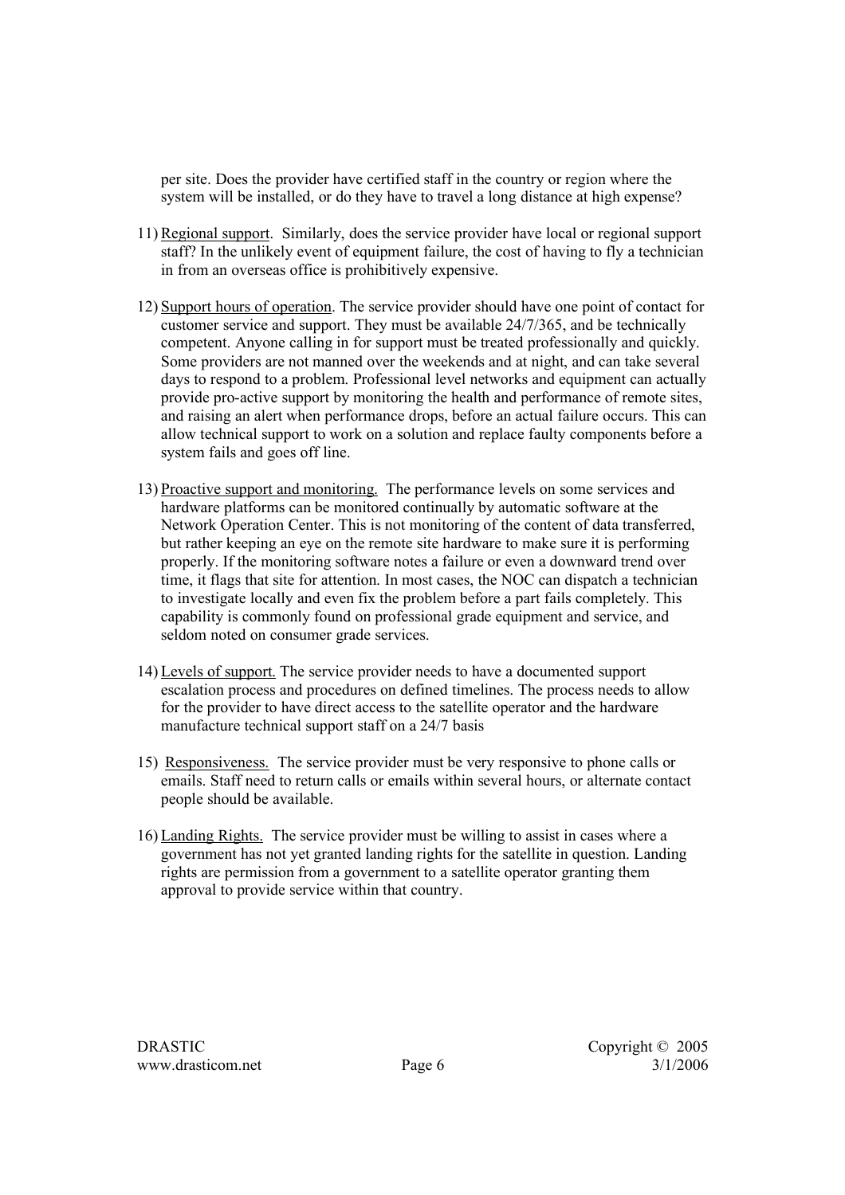per site. Does the provider have certified staff in the country or region where the system will be installed, or do they have to travel a long distance at high expense?

11) Regional support. Similarly, does the service provider have local or regional support staff? In the unlikely event of equipment failure, the cost of having to fly a technician in from an overseas office is prohibitively expensive.

12) Support hours of operation. The service provider should have one point of contact for customer service and support. They must be available 24/7/365, and be technically competent. Anyone calling in for support must be treated professionally and quickly. Some providers are not manned over the weekends and at night, and can take several days to respond to a problem. Professional level networks and equipment can actually provide pro-active support by monitoring the health and performance of remote sites, and raising an alert when performance drops, before an actual failure occurs. This can allow technical support to work on a solution and replace faulty components before a system fails and goes off line.

13) Proactive support and monitoring. The performance levels on some services and hardware platforms can be monitored continually by automatic software at the Network Operation Center. This is not monitoring of the content of data transferred, but rather keeping an eye on the remote site hardware to make sure it is performing properly. If the monitoring software notes a failure or even a downward trend over time, it flags that site for attention. In most cases, the NOC can dispatch a technician to investigate locally and even fix the problem before a part fails completely. This capability is commonly found on professional grade equipment and service, and seldom noted on consumer grade services.

14) Levels of support. The service provider needs to have a documented support escalation process and procedures on defined timelines. The process needs to allow for the provider to have direct access to the satellite operator and the hardware manufacture technical support staff on a 24/7 basis

15) Responsiveness. The service provider must be very responsive to phone calls or emails. Staff need to return calls or emails within several hours, or alternate contact people should be available.

16) Landing Rights. The service provider must be willing to assist in cases where a government has not yet granted landing rights for the satellite in question. Landing rights are permission from a government to a satellite operator granting them approval to provide service within that country.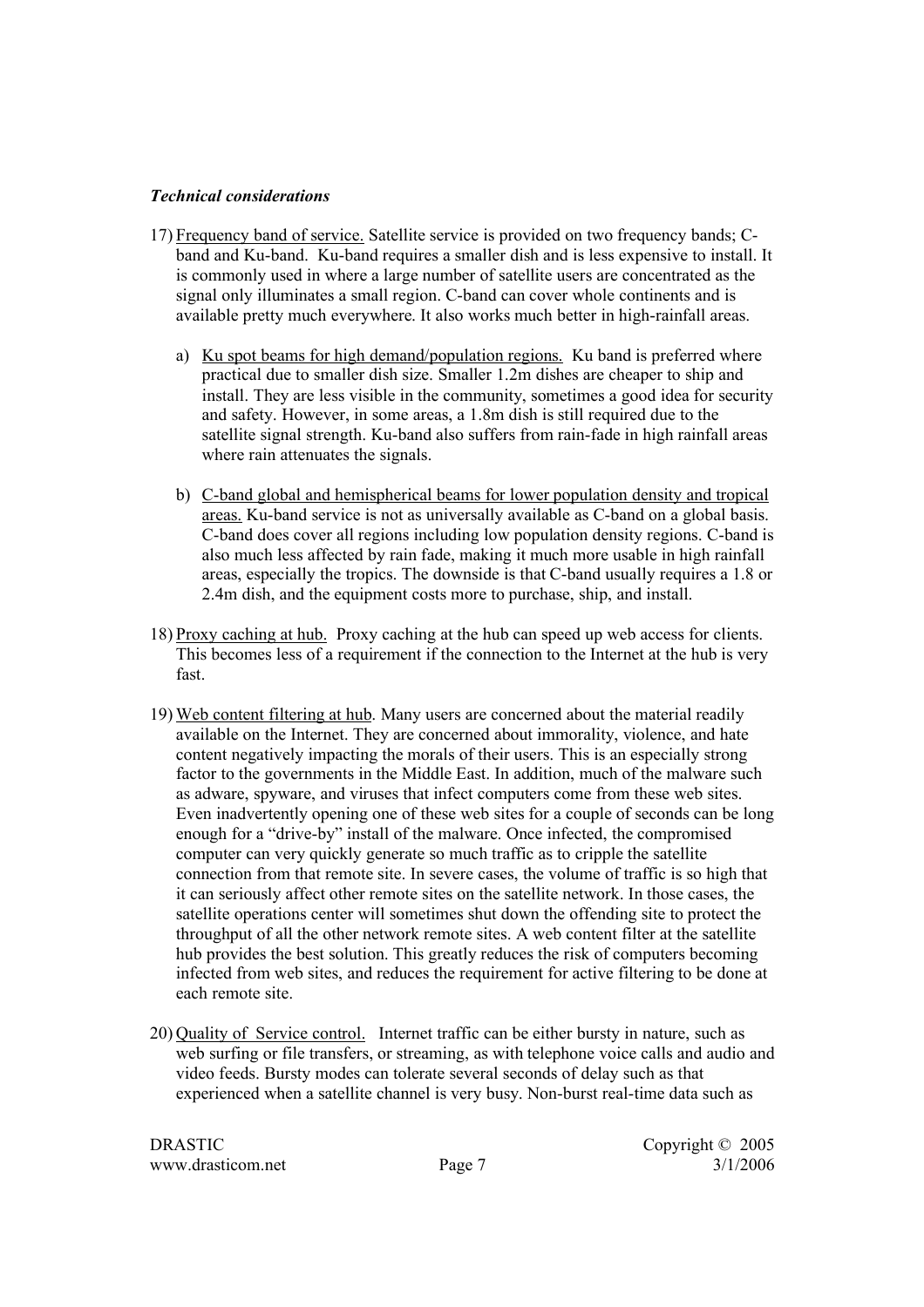***Technical considerations***

17) <u>Frequency band of service.</u> Satellite service is provided on two frequency bands; C-band and Ku-band. Ku-band requires a smaller dish and is less expensive to install. It is commonly used in where a large number of satellite users are concentrated as the signal only illuminates a small region. C-band can cover whole continents and is available pretty much everywhere. It also works much better in high-rainfall areas.

    a) <u>Ku spot beams for high demand/population regions.</u> Ku band is preferred where practical due to smaller dish size. Smaller 1.2m dishes are cheaper to ship and install. They are less visible in the community, sometimes a good idea for security and safety. However, in some areas, a 1.8m dish is still required due to the satellite signal strength. Ku-band also suffers from rain-fade in high rainfall areas where rain attenuates the signals.

    b) <u>C-band global and hemispherical beams for lower population density and tropical areas.</u> Ku-band service is not as universally available as C-band on a global basis. C-band does cover all regions including low population density regions. C-band is also much less affected by rain fade, making it much more usable in high rainfall areas, especially the tropics. The downside is that C-band usually requires a 1.8 or 2.4m dish, and the equipment costs more to purchase, ship, and install.

18) <u>Proxy caching at hub.</u> Proxy caching at the hub can speed up web access for clients. This becomes less of a requirement if the connection to the Internet at the hub is very fast.

19) <u>Web content filtering at hub</u>. Many users are concerned about the material readily available on the Internet. They are concerned about immorality, violence, and hate content negatively impacting the morals of their users. This is an especially strong factor to the governments in the Middle East. In addition, much of the malware such as adware, spyware, and viruses that infect computers come from these web sites. Even inadvertently opening one of these web sites for a couple of seconds can be long enough for a "drive-by" install of the malware. Once infected, the compromised computer can very quickly generate so much traffic as to cripple the satellite connection from that remote site. In severe cases, the volume of traffic is so high that it can seriously affect other remote sites on the satellite network. In those cases, the satellite operations center will sometimes shut down the offending site to protect the throughput of all the other network remote sites. A web content filter at the satellite hub provides the best solution. This greatly reduces the risk of computers becoming infected from web sites, and reduces the requirement for active filtering to be done at each remote site.

20) <u>Quality of Service control.</u> Internet traffic can be either bursty in nature, such as web surfing or file transfers, or streaming, as with telephone voice calls and audio and video feeds. Bursty modes can tolerate several seconds of delay such as that experienced when a satellite channel is very busy. Non-burst real-time data such as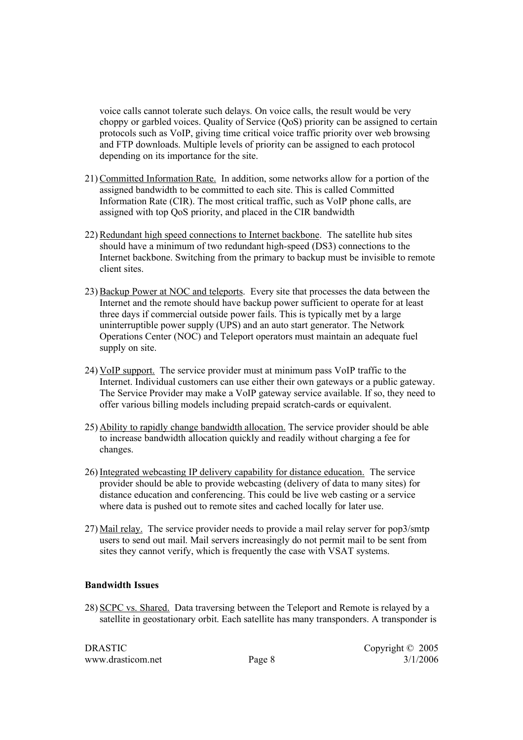voice calls cannot tolerate such delays. On voice calls, the result would be very choppy or garbled voices. Quality of Service (QoS) priority can be assigned to certain protocols such as VoIP, giving time critical voice traffic priority over web browsing and FTP downloads. Multiple levels of priority can be assigned to each protocol depending on its importance for the site.

21) Committed Information Rate. In addition, some networks allow for a portion of the assigned bandwidth to be committed to each site. This is called Committed Information Rate (CIR). The most critical traffic, such as VoIP phone calls, are assigned with top QoS priority, and placed in the CIR bandwidth

22) Redundant high speed connections to Internet backbone. The satellite hub sites should have a minimum of two redundant high-speed (DS3) connections to the Internet backbone. Switching from the primary to backup must be invisible to remote client sites.

23) Backup Power at NOC and teleports. Every site that processes the data between the Internet and the remote should have backup power sufficient to operate for at least three days if commercial outside power fails. This is typically met by a large uninterruptible power supply (UPS) and an auto start generator. The Network Operations Center (NOC) and Teleport operators must maintain an adequate fuel supply on site.

24) VoIP support. The service provider must at minimum pass VoIP traffic to the Internet. Individual customers can use either their own gateways or a public gateway. The Service Provider may make a VoIP gateway service available. If so, they need to offer various billing models including prepaid scratch-cards or equivalent.

25) Ability to rapidly change bandwidth allocation. The service provider should be able to increase bandwidth allocation quickly and readily without charging a fee for changes.

26) Integrated webcasting IP delivery capability for distance education. The service provider should be able to provide webcasting (delivery of data to many sites) for distance education and conferencing. This could be live web casting or a service where data is pushed out to remote sites and cached locally for later use.

27) Mail relay. The service provider needs to provide a mail relay server for pop3/smtp users to send out mail. Mail servers increasingly do not permit mail to be sent from sites they cannot verify, which is frequently the case with VSAT systems.

**Bandwidth Issues**

28) SCPC vs. Shared. Data traversing between the Teleport and Remote is relayed by a satellite in geostationary orbit. Each satellite has many transponders. A transponder is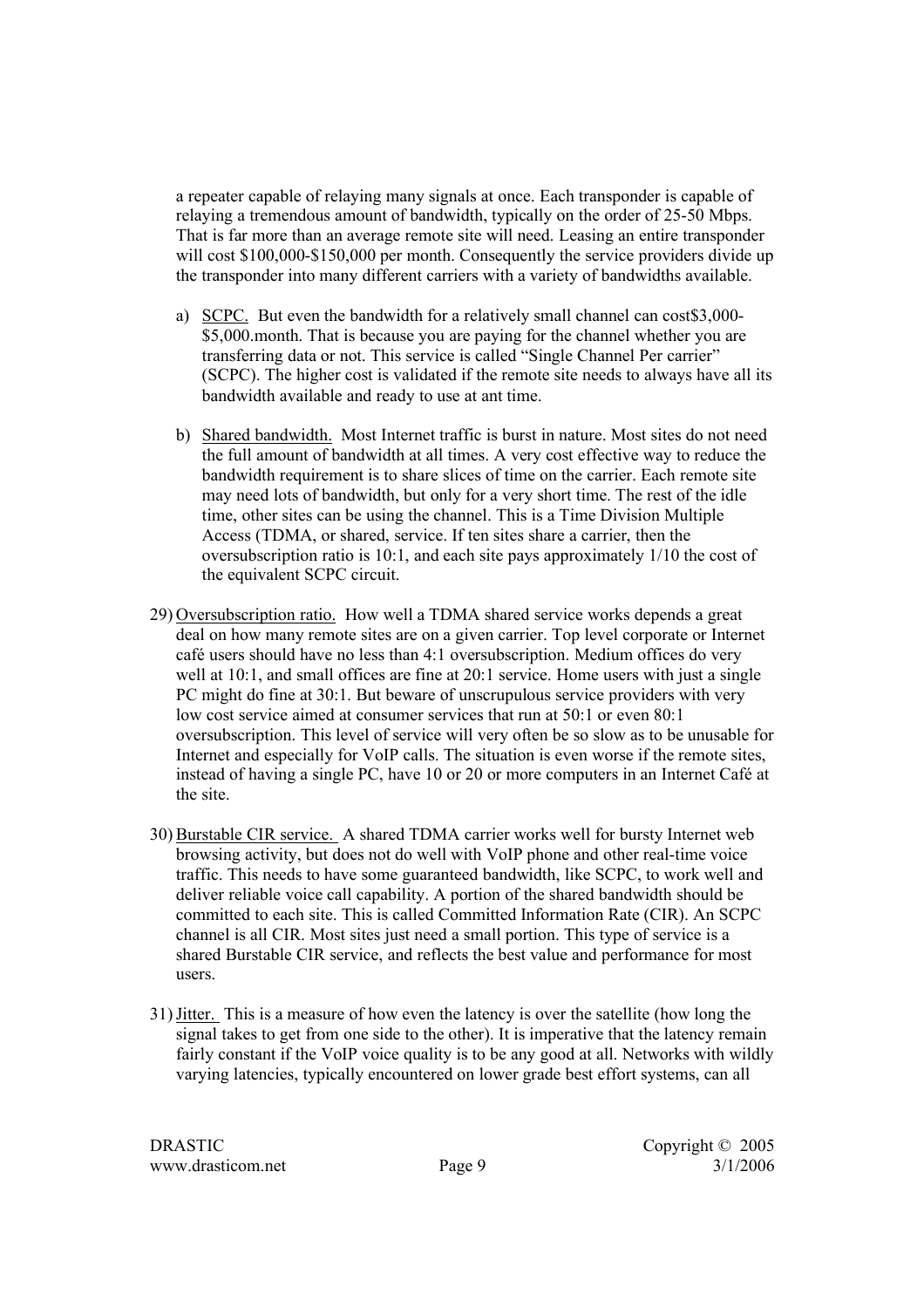a repeater capable of relaying many signals at once. Each transponder is capable of relaying a tremendous amount of bandwidth, typically on the order of 25-50 Mbps. That is far more than an average remote site will need. Leasing an entire transponder will cost $100,000-$150,000 per month. Consequently the service providers divide up the transponder into many different carriers with a variety of bandwidths available.

a) SCPC. But even the bandwidth for a relatively small channel can cost$3,000-$5,000.month. That is because you are paying for the channel whether you are transferring data or not. This service is called "Single Channel Per carrier" (SCPC). The higher cost is validated if the remote site needs to always have all its bandwidth available and ready to use at ant time.

b) Shared bandwidth. Most Internet traffic is burst in nature. Most sites do not need the full amount of bandwidth at all times. A very cost effective way to reduce the bandwidth requirement is to share slices of time on the carrier. Each remote site may need lots of bandwidth, but only for a very short time. The rest of the idle time, other sites can be using the channel. This is a Time Division Multiple Access (TDMA, or shared, service. If ten sites share a carrier, then the oversubscription ratio is 10:1, and each site pays approximately 1/10 the cost of the equivalent SCPC circuit.

29) Oversubscription ratio. How well a TDMA shared service works depends a great deal on how many remote sites are on a given carrier. Top level corporate or Internet café users should have no less than 4:1 oversubscription. Medium offices do very well at 10:1, and small offices are fine at 20:1 service. Home users with just a single PC might do fine at 30:1. But beware of unscrupulous service providers with very low cost service aimed at consumer services that run at 50:1 or even 80:1 oversubscription. This level of service will very often be so slow as to be unusable for Internet and especially for VoIP calls. The situation is even worse if the remote sites, instead of having a single PC, have 10 or 20 or more computers in an Internet Café at the site.

30) Burstable CIR service. A shared TDMA carrier works well for bursty Internet web browsing activity, but does not do well with VoIP phone and other real-time voice traffic. This needs to have some guaranteed bandwidth, like SCPC, to work well and deliver reliable voice call capability. A portion of the shared bandwidth should be committed to each site. This is called Committed Information Rate (CIR). An SCPC channel is all CIR. Most sites just need a small portion. This type of service is a shared Burstable CIR service, and reflects the best value and performance for most users.

31) Jitter. This is a measure of how even the latency is over the satellite (how long the signal takes to get from one side to the other). It is imperative that the latency remain fairly constant if the VoIP voice quality is to be any good at all. Networks with wildly varying latencies, typically encountered on lower grade best effort systems, can all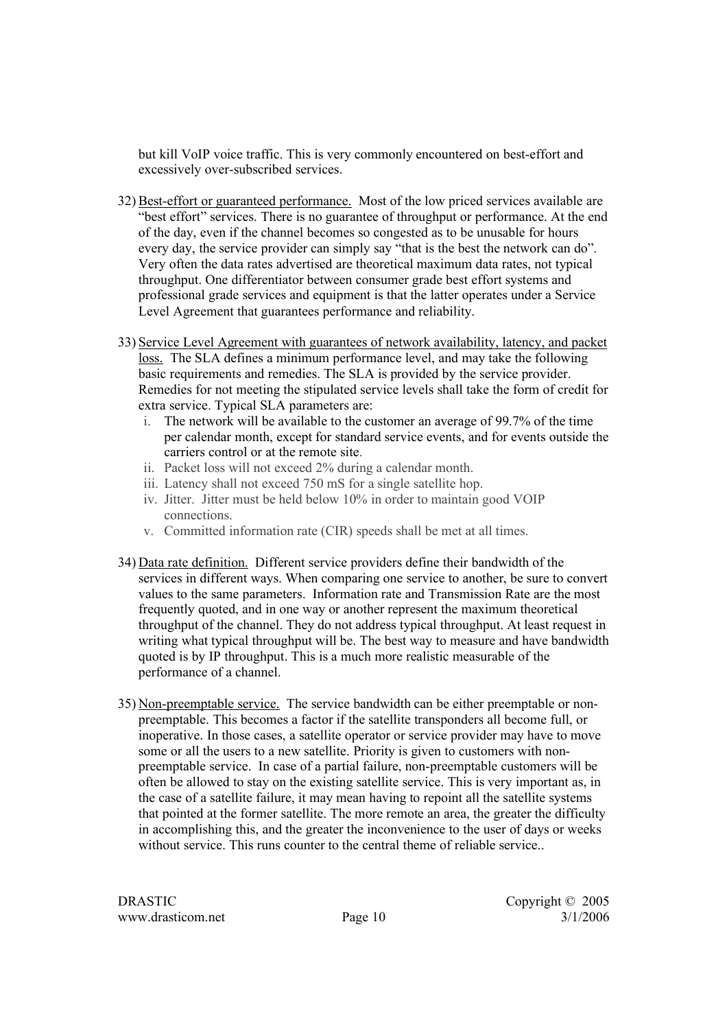but kill VoIP voice traffic. This is very commonly encountered on best-effort and excessively over-subscribed services.

32) Best-effort or guaranteed performance. Most of the low priced services available are "best effort" services. There is no guarantee of throughput or performance. At the end of the day, even if the channel becomes so congested as to be unusable for hours every day, the service provider can simply say "that is the best the network can do". Very often the data rates advertised are theoretical maximum data rates, not typical throughput. One differentiator between consumer grade best effort systems and professional grade services and equipment is that the latter operates under a Service Level Agreement that guarantees performance and reliability.

33) Service Level Agreement with guarantees of network availability, latency, and packet loss. The SLA defines a minimum performance level, and may take the following basic requirements and remedies. The SLA is provided by the service provider. Remedies for not meeting the stipulated service levels shall take the form of credit for extra service. Typical SLA parameters are:
    i. The network will be available to the customer an average of 99.7% of the time per calendar month, except for standard service events, and for events outside the carriers control or at the remote site.
    ii. Packet loss will not exceed 2% during a calendar month.
    iii. Latency shall not exceed 750 mS for a single satellite hop.
    iv. Jitter. Jitter must be held below 10% in order to maintain good VOIP connections.
    v. Committed information rate (CIR) speeds shall be met at all times.

34) Data rate definition. Different service providers define their bandwidth of the services in different ways. When comparing one service to another, be sure to convert values to the same parameters. Information rate and Transmission Rate are the most frequently quoted, and in one way or another represent the maximum theoretical throughput of the channel. They do not address typical throughput. At least request in writing what typical throughput will be. The best way to measure and have bandwidth quoted is by IP throughput. This is a much more realistic measurable of the performance of a channel.

35) Non-preemptable service. The service bandwidth can be either preemptable or non-preemptable. This becomes a factor if the satellite transponders all become full, or inoperative. In those cases, a satellite operator or service provider may have to move some or all the users to a new satellite. Priority is given to customers with non-preemptable service. In case of a partial failure, non-preemptable customers will be often be allowed to stay on the existing satellite service. This is very important as, in the case of a satellite failure, it may mean having to repoint all the satellite systems that pointed at the former satellite. The more remote an area, the greater the difficulty in accomplishing this, and the greater the inconvenience to the user of days or weeks without service. This runs counter to the central theme of reliable service..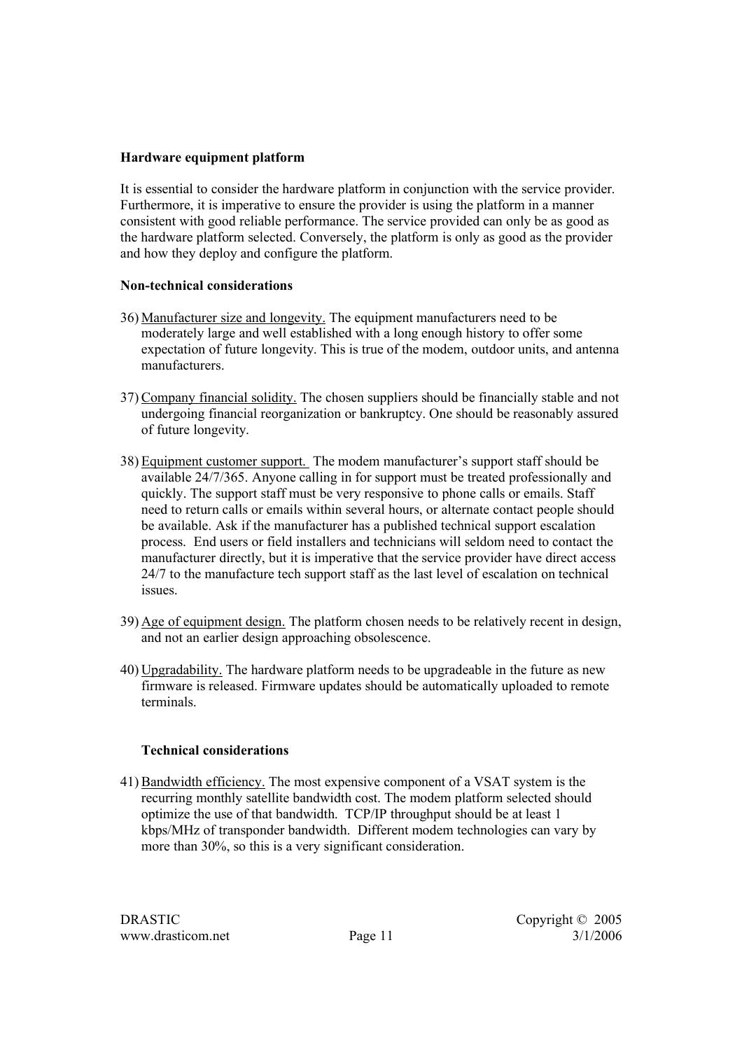**Hardware equipment platform**

It is essential to consider the hardware platform in conjunction with the service provider. Furthermore, it is imperative to ensure the provider is using the platform in a manner consistent with good reliable performance. The service provided can only be as good as the hardware platform selected. Conversely, the platform is only as good as the provider and how they deploy and configure the platform.

**Non-technical considerations**

36) Manufacturer size and longevity. The equipment manufacturers need to be moderately large and well established with a long enough history to offer some expectation of future longevity. This is true of the modem, outdoor units, and antenna manufacturers.

37) Company financial solidity. The chosen suppliers should be financially stable and not undergoing financial reorganization or bankruptcy. One should be reasonably assured of future longevity.

38) Equipment customer support. The modem manufacturer's support staff should be available 24/7/365. Anyone calling in for support must be treated professionally and quickly. The support staff must be very responsive to phone calls or emails. Staff need to return calls or emails within several hours, or alternate contact people should be available. Ask if the manufacturer has a published technical support escalation process. End users or field installers and technicians will seldom need to contact the manufacturer directly, but it is imperative that the service provider have direct access 24/7 to the manufacture tech support staff as the last level of escalation on technical issues.

39) Age of equipment design. The platform chosen needs to be relatively recent in design, and not an earlier design approaching obsolescence.

40) Upgradability. The hardware platform needs to be upgradeable in the future as new firmware is released. Firmware updates should be automatically uploaded to remote terminals.

**Technical considerations**

41) Bandwidth efficiency. The most expensive component of a VSAT system is the recurring monthly satellite bandwidth cost. The modem platform selected should optimize the use of that bandwidth. TCP/IP throughput should be at least 1 kbps/MHz of transponder bandwidth. Different modem technologies can vary by more than 30%, so this is a very significant consideration.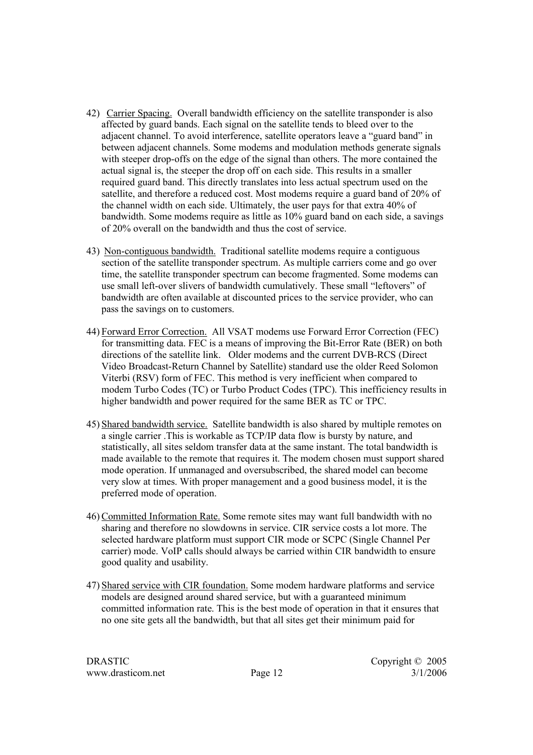42) Carrier Spacing. Overall bandwidth efficiency on the satellite transponder is also affected by guard bands. Each signal on the satellite tends to bleed over to the adjacent channel. To avoid interference, satellite operators leave a “guard band” in between adjacent channels. Some modems and modulation methods generate signals with steeper drop-offs on the edge of the signal than others. The more contained the actual signal is, the steeper the drop off on each side. This results in a smaller required guard band. This directly translates into less actual spectrum used on the satellite, and therefore a reduced cost. Most modems require a guard band of 20% of the channel width on each side. Ultimately, the user pays for that extra 40% of bandwidth. Some modems require as little as 10% guard band on each side, a savings of 20% overall on the bandwidth and thus the cost of service.

43) Non-contiguous bandwidth. Traditional satellite modems require a contiguous section of the satellite transponder spectrum. As multiple carriers come and go over time, the satellite transponder spectrum can become fragmented. Some modems can use small left-over slivers of bandwidth cumulatively. These small “leftovers” of bandwidth are often available at discounted prices to the service provider, who can pass the savings on to customers.

44) Forward Error Correction. All VSAT modems use Forward Error Correction (FEC) for transmitting data. FEC is a means of improving the Bit-Error Rate (BER) on both directions of the satellite link. Older modems and the current DVB-RCS (Direct Video Broadcast-Return Channel by Satellite) standard use the older Reed Solomon Viterbi (RSV) form of FEC. This method is very inefficient when compared to modem Turbo Codes (TC) or Turbo Product Codes (TPC). This inefficiency results in higher bandwidth and power required for the same BER as TC or TPC.

45) Shared bandwidth service. Satellite bandwidth is also shared by multiple remotes on a single carrier .This is workable as TCP/IP data flow is bursty by nature, and statistically, all sites seldom transfer data at the same instant. The total bandwidth is made available to the remote that requires it. The modem chosen must support shared mode operation. If unmanaged and oversubscribed, the shared model can become very slow at times. With proper management and a good business model, it is the preferred mode of operation.

46) Committed Information Rate. Some remote sites may want full bandwidth with no sharing and therefore no slowdowns in service. CIR service costs a lot more. The selected hardware platform must support CIR mode or SCPC (Single Channel Per carrier) mode. VoIP calls should always be carried within CIR bandwidth to ensure good quality and usability.

47) Shared service with CIR foundation. Some modem hardware platforms and service models are designed around shared service, but with a guaranteed minimum committed information rate. This is the best mode of operation in that it ensures that no one site gets all the bandwidth, but that all sites get their minimum paid for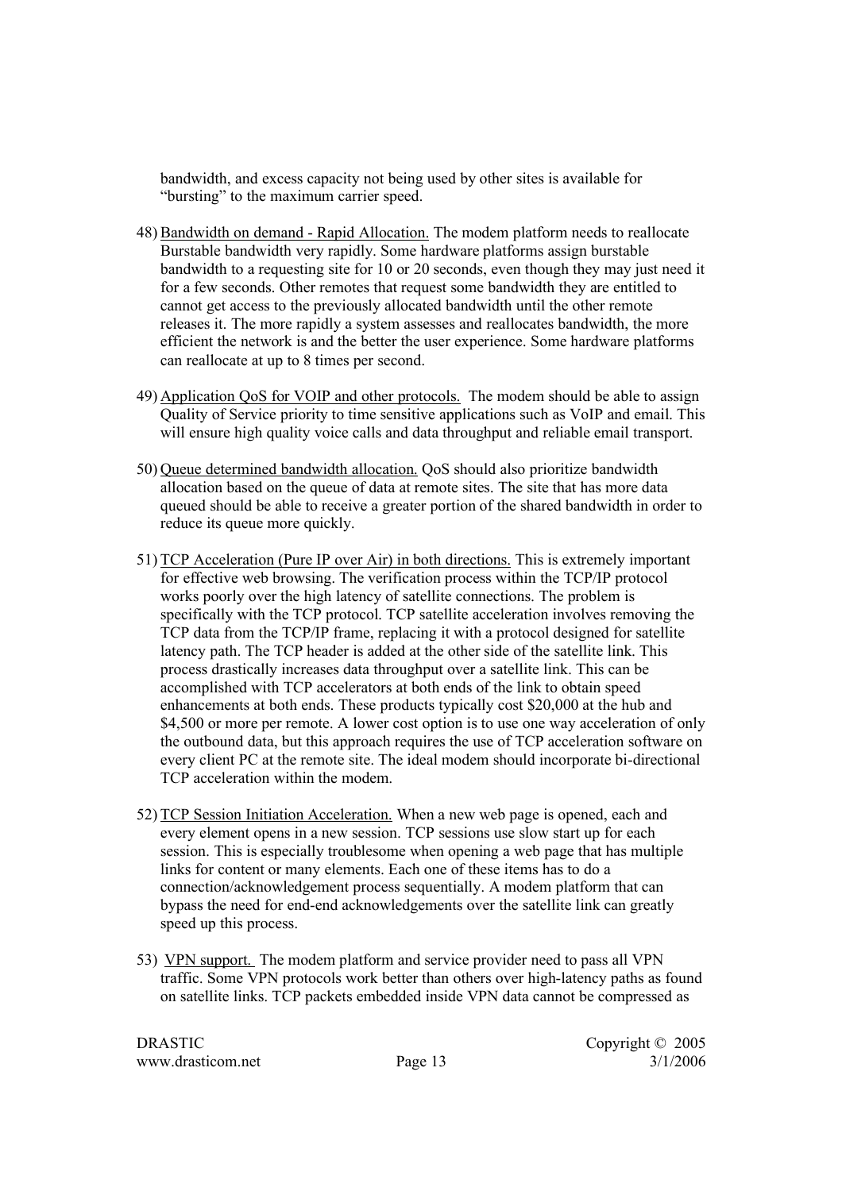bandwidth, and excess capacity not being used by other sites is available for "bursting" to the maximum carrier speed.

48) <u>Bandwidth on demand - Rapid Allocation.</u> The modem platform needs to reallocate Burstable bandwidth very rapidly. Some hardware platforms assign burstable bandwidth to a requesting site for 10 or 20 seconds, even though they may just need it for a few seconds. Other remotes that request some bandwidth they are entitled to cannot get access to the previously allocated bandwidth until the other remote releases it. The more rapidly a system assesses and reallocates bandwidth, the more efficient the network is and the better the user experience. Some hardware platforms can reallocate at up to 8 times per second.

49) <u>Application QoS for VOIP and other protocols.</u> The modem should be able to assign Quality of Service priority to time sensitive applications such as VoIP and email. This will ensure high quality voice calls and data throughput and reliable email transport.

50) <u>Queue determined bandwidth allocation.</u> QoS should also prioritize bandwidth allocation based on the queue of data at remote sites. The site that has more data queued should be able to receive a greater portion of the shared bandwidth in order to reduce its queue more quickly.

51) <u>TCP Acceleration (Pure IP over Air) in both directions.</u> This is extremely important for effective web browsing. The verification process within the TCP/IP protocol works poorly over the high latency of satellite connections. The problem is specifically with the TCP protocol. TCP satellite acceleration involves removing the TCP data from the TCP/IP frame, replacing it with a protocol designed for satellite latency path. The TCP header is added at the other side of the satellite link. This process drastically increases data throughput over a satellite link. This can be accomplished with TCP accelerators at both ends of the link to obtain speed enhancements at both ends. These products typically cost $20,000 at the hub and $4,500 or more per remote. A lower cost option is to use one way acceleration of only the outbound data, but this approach requires the use of TCP acceleration software on every client PC at the remote site. The ideal modem should incorporate bi-directional TCP acceleration within the modem.

52) <u>TCP Session Initiation Acceleration.</u> When a new web page is opened, each and every element opens in a new session. TCP sessions use slow start up for each session. This is especially troublesome when opening a web page that has multiple links for content or many elements. Each one of these items has to do a connection/acknowledgement process sequentially. A modem platform that can bypass the need for end-end acknowledgements over the satellite link can greatly speed up this process.

53) <u>VPN support.</u> The modem platform and service provider need to pass all VPN traffic. Some VPN protocols work better than others over high-latency paths as found on satellite links. TCP packets embedded inside VPN data cannot be compressed as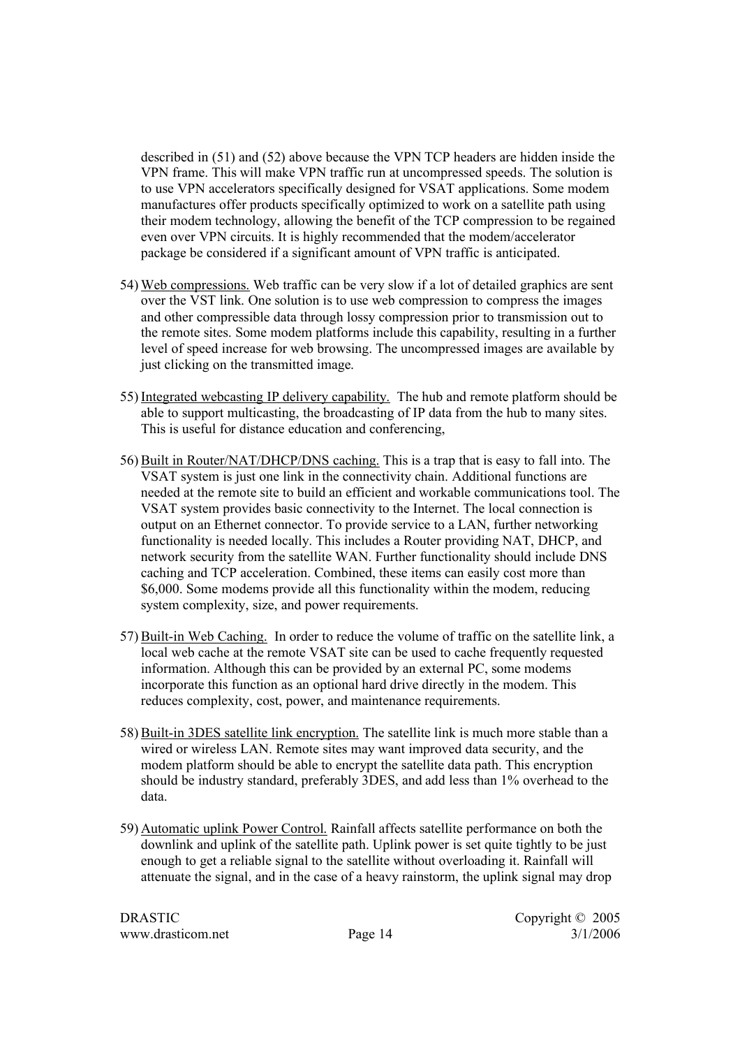described in (51) and (52) above because the VPN TCP headers are hidden inside the VPN frame. This will make VPN traffic run at uncompressed speeds. The solution is to use VPN accelerators specifically designed for VSAT applications. Some modem manufactures offer products specifically optimized to work on a satellite path using their modem technology, allowing the benefit of the TCP compression to be regained even over VPN circuits. It is highly recommended that the modem/accelerator package be considered if a significant amount of VPN traffic is anticipated.

54) <u>Web compressions.</u> Web traffic can be very slow if a lot of detailed graphics are sent over the VST link. One solution is to use web compression to compress the images and other compressible data through lossy compression prior to transmission out to the remote sites. Some modem platforms include this capability, resulting in a further level of speed increase for web browsing. The uncompressed images are available by just clicking on the transmitted image.

55) <u>Integrated webcasting IP delivery capability.</u> The hub and remote platform should be able to support multicasting, the broadcasting of IP data from the hub to many sites. This is useful for distance education and conferencing,

56) <u>Built in Router/NAT/DHCP/DNS caching.</u> This is a trap that is easy to fall into. The VSAT system is just one link in the connectivity chain. Additional functions are needed at the remote site to build an efficient and workable communications tool. The VSAT system provides basic connectivity to the Internet. The local connection is output on an Ethernet connector. To provide service to a LAN, further networking functionality is needed locally. This includes a Router providing NAT, DHCP, and network security from the satellite WAN. Further functionality should include DNS caching and TCP acceleration. Combined, these items can easily cost more than $6,000. Some modems provide all this functionality within the modem, reducing system complexity, size, and power requirements.

57) <u>Built-in Web Caching.</u> In order to reduce the volume of traffic on the satellite link, a local web cache at the remote VSAT site can be used to cache frequently requested information. Although this can be provided by an external PC, some modems incorporate this function as an optional hard drive directly in the modem. This reduces complexity, cost, power, and maintenance requirements.

58) <u>Built-in 3DES satellite link encryption.</u> The satellite link is much more stable than a wired or wireless LAN. Remote sites may want improved data security, and the modem platform should be able to encrypt the satellite data path. This encryption should be industry standard, preferably 3DES, and add less than 1% overhead to the data.

59) <u>Automatic uplink Power Control.</u> Rainfall affects satellite performance on both the downlink and uplink of the satellite path. Uplink power is set quite tightly to be just enough to get a reliable signal to the satellite without overloading it. Rainfall will attenuate the signal, and in the case of a heavy rainstorm, the uplink signal may drop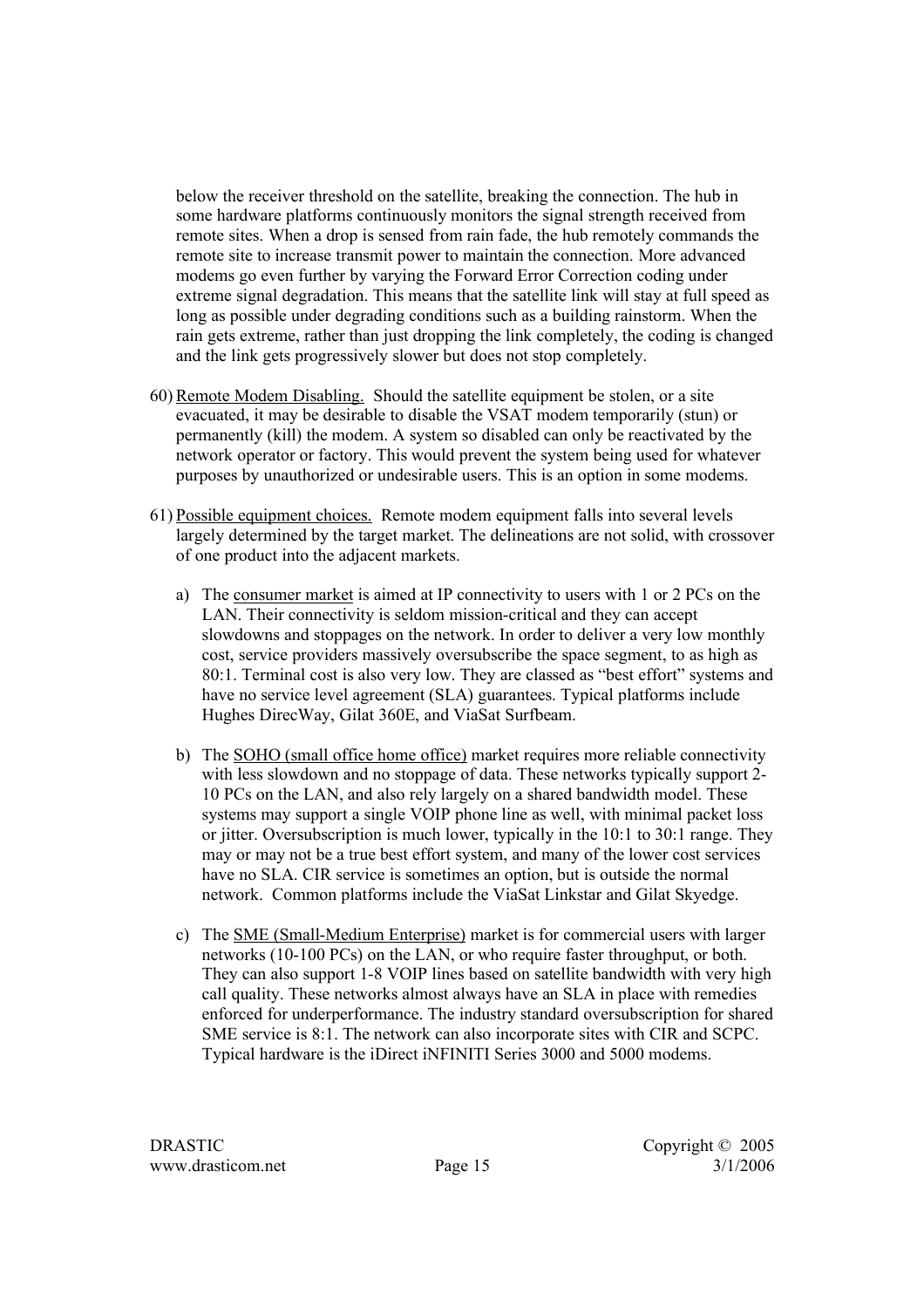below the receiver threshold on the satellite, breaking the connection. The hub in some hardware platforms continuously monitors the signal strength received from remote sites. When a drop is sensed from rain fade, the hub remotely commands the remote site to increase transmit power to maintain the connection. More advanced modems go even further by varying the Forward Error Correction coding under extreme signal degradation. This means that the satellite link will stay at full speed as long as possible under degrading conditions such as a building rainstorm. When the rain gets extreme, rather than just dropping the link completely, the coding is changed and the link gets progressively slower but does not stop completely.

60) Remote Modem Disabling. Should the satellite equipment be stolen, or a site evacuated, it may be desirable to disable the VSAT modem temporarily (stun) or permanently (kill) the modem. A system so disabled can only be reactivated by the network operator or factory. This would prevent the system being used for whatever purposes by unauthorized or undesirable users. This is an option in some modems.

61) Possible equipment choices. Remote modem equipment falls into several levels largely determined by the target market. The delineations are not solid, with crossover of one product into the adjacent markets.

   a) The consumer market is aimed at IP connectivity to users with 1 or 2 PCs on the LAN. Their connectivity is seldom mission-critical and they can accept slowdowns and stoppages on the network. In order to deliver a very low monthly cost, service providers massively oversubscribe the space segment, to as high as 80:1. Terminal cost is also very low. They are classed as "best effort" systems and have no service level agreement (SLA) guarantees. Typical platforms include Hughes DirecWay, Gilat 360E, and ViaSat Surfbeam.

   b) The SOHO (small office home office) market requires more reliable connectivity with less slowdown and no stoppage of data. These networks typically support 2-10 PCs on the LAN, and also rely largely on a shared bandwidth model. These systems may support a single VOIP phone line as well, with minimal packet loss or jitter. Oversubscription is much lower, typically in the 10:1 to 30:1 range. They may or may not be a true best effort system, and many of the lower cost services have no SLA. CIR service is sometimes an option, but is outside the normal network. Common platforms include the ViaSat Linkstar and Gilat Skyedge.

   c) The SME (Small-Medium Enterprise) market is for commercial users with larger networks (10-100 PCs) on the LAN, or who require faster throughput, or both. They can also support 1-8 VOIP lines based on satellite bandwidth with very high call quality. These networks almost always have an SLA in place with remedies enforced for underperformance. The industry standard oversubscription for shared SME service is 8:1. The network can also incorporate sites with CIR and SCPC. Typical hardware is the iDirect iNFINITI Series 3000 and 5000 modems.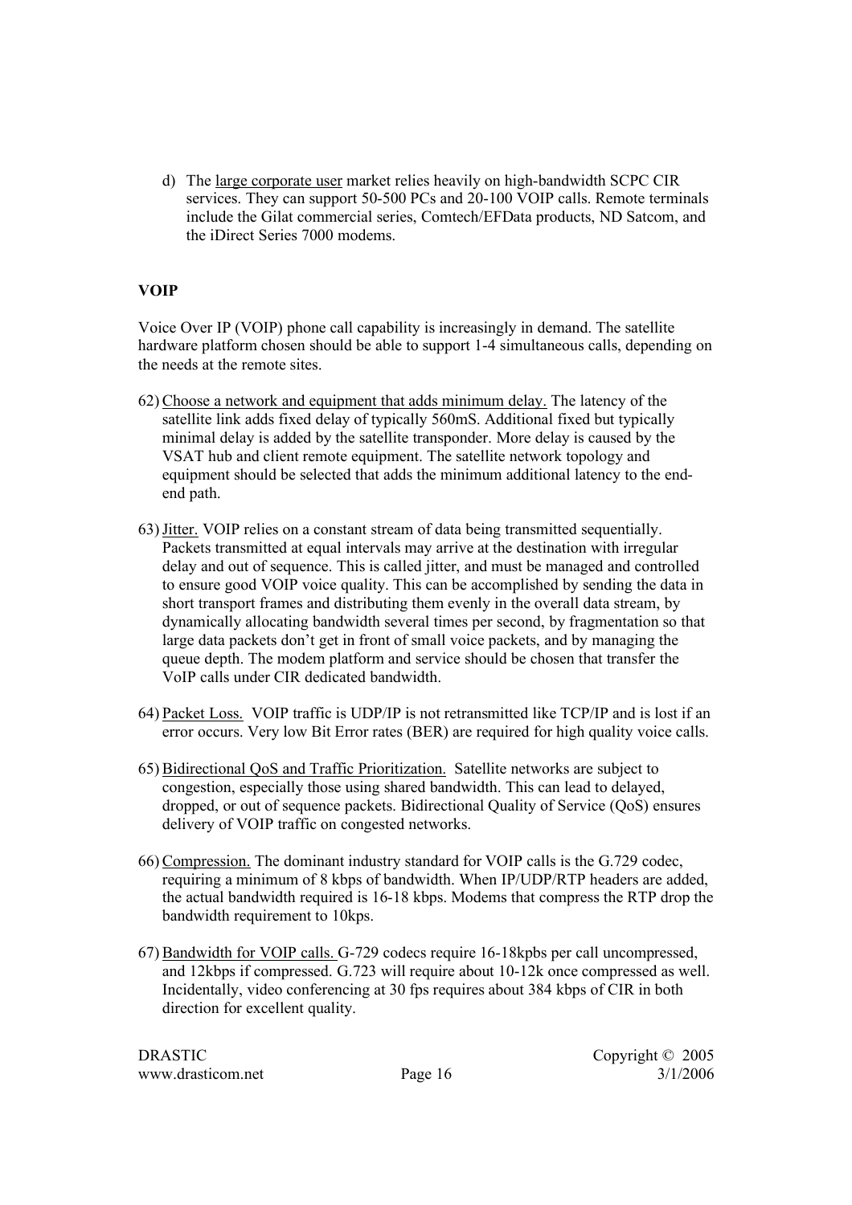d) The <u>large corporate user</u> market relies heavily on high-bandwidth SCPC CIR services. They can support 50-500 PCs and 20-100 VOIP calls. Remote terminals include the Gilat commercial series, Comtech/EFData products, ND Satcom, and the iDirect Series 7000 modems.

## VOIP

Voice Over IP (VOIP) phone call capability is increasingly in demand. The satellite hardware platform chosen should be able to support 1-4 simultaneous calls, depending on the needs at the remote sites.

62) <u>Choose a network and equipment that adds minimum delay.</u> The latency of the satellite link adds fixed delay of typically 560mS. Additional fixed but typically minimal delay is added by the satellite transponder. More delay is caused by the VSAT hub and client remote equipment. The satellite network topology and equipment should be selected that adds the minimum additional latency to the end-end path.

63) <u>Jitter.</u> VOIP relies on a constant stream of data being transmitted sequentially. Packets transmitted at equal intervals may arrive at the destination with irregular delay and out of sequence. This is called jitter, and must be managed and controlled to ensure good VOIP voice quality. This can be accomplished by sending the data in short transport frames and distributing them evenly in the overall data stream, by dynamically allocating bandwidth several times per second, by fragmentation so that large data packets don't get in front of small voice packets, and by managing the queue depth. The modem platform and service should be chosen that transfer the VoIP calls under CIR dedicated bandwidth.

64) <u>Packet Loss.</u> VOIP traffic is UDP/IP is not retransmitted like TCP/IP and is lost if an error occurs. Very low Bit Error rates (BER) are required for high quality voice calls.

65) <u>Bidirectional QoS and Traffic Prioritization.</u> Satellite networks are subject to congestion, especially those using shared bandwidth. This can lead to delayed, dropped, or out of sequence packets. Bidirectional Quality of Service (QoS) ensures delivery of VOIP traffic on congested networks.

66) <u>Compression.</u> The dominant industry standard for VOIP calls is the G.729 codec, requiring a minimum of 8 kbps of bandwidth. When IP/UDP/RTP headers are added, the actual bandwidth required is 16-18 kbps. Modems that compress the RTP drop the bandwidth requirement to 10kps.

67) <u>Bandwidth for VOIP calls.</u> G-729 codecs require 16-18kpbs per call uncompressed, and 12kbps if compressed. G.723 will require about 10-12k once compressed as well. Incidentally, video conferencing at 30 fps requires about 384 kbps of CIR in both direction for excellent quality.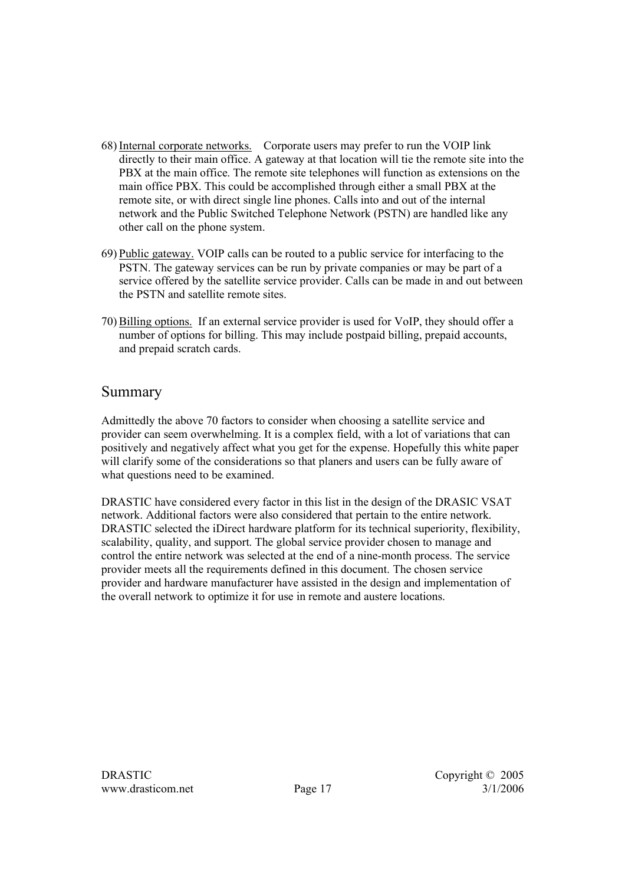68) Internal corporate networks. Corporate users may prefer to run the VOIP link directly to their main office. A gateway at that location will tie the remote site into the PBX at the main office. The remote site telephones will function as extensions on the main office PBX. This could be accomplished through either a small PBX at the remote site, or with direct single line phones. Calls into and out of the internal network and the Public Switched Telephone Network (PSTN) are handled like any other call on the phone system.

69) Public gateway. VOIP calls can be routed to a public service for interfacing to the PSTN. The gateway services can be run by private companies or may be part of a service offered by the satellite service provider. Calls can be made in and out between the PSTN and satellite remote sites.

70) Billing options. If an external service provider is used for VoIP, they should offer a number of options for billing. This may include postpaid billing, prepaid accounts, and prepaid scratch cards.

## Summary

Admittedly the above 70 factors to consider when choosing a satellite service and provider can seem overwhelming. It is a complex field, with a lot of variations that can positively and negatively affect what you get for the expense. Hopefully this white paper will clarify some of the considerations so that planers and users can be fully aware of what questions need to be examined.

DRASTIC have considered every factor in this list in the design of the DRASIC VSAT network. Additional factors were also considered that pertain to the entire network. DRASTIC selected the iDirect hardware platform for its technical superiority, flexibility, scalability, quality, and support. The global service provider chosen to manage and control the entire network was selected at the end of a nine-month process. The service provider meets all the requirements defined in this document. The chosen service provider and hardware manufacturer have assisted in the design and implementation of the overall network to optimize it for use in remote and austere locations.